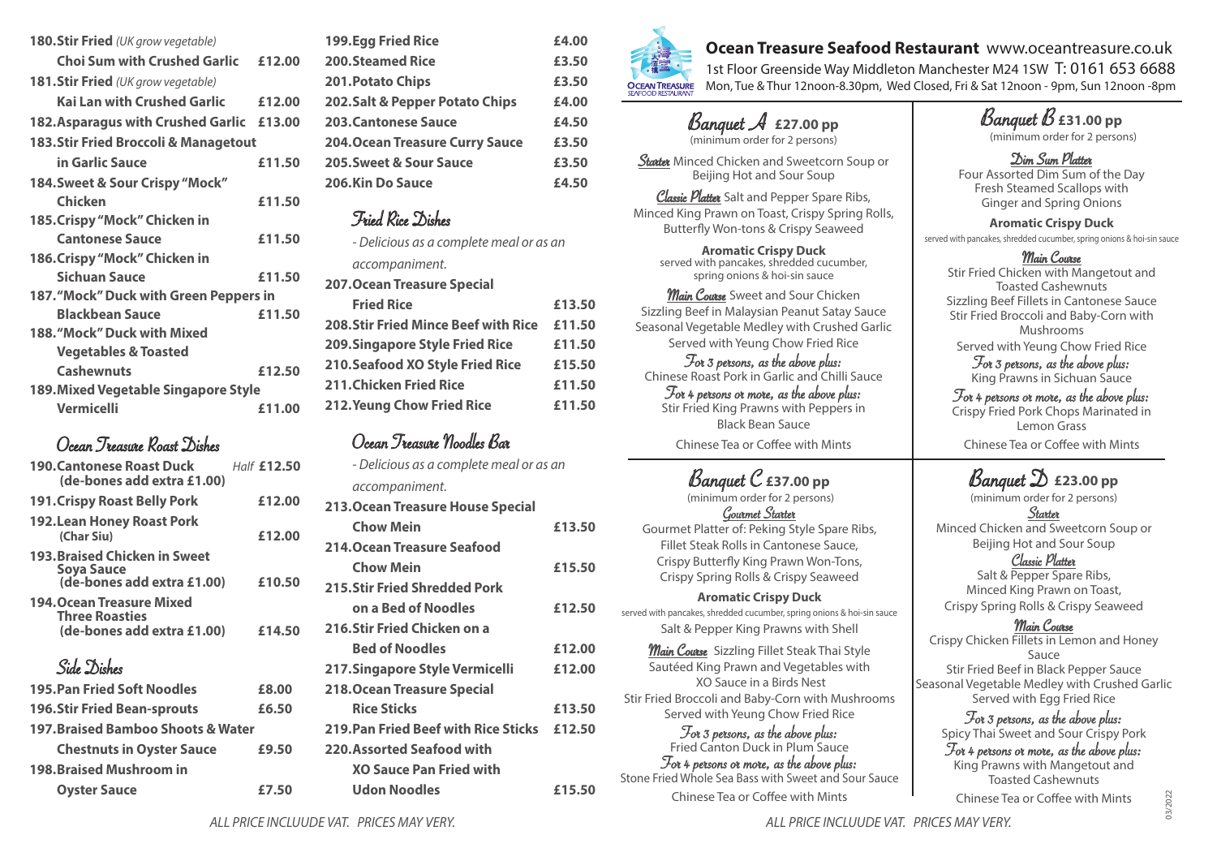**180. Stir Fried** *(UK grow vegetable)*
**Choi Sum with Crushed Garlic — £12.00**

**181. Stir Fried** *(UK grow vegetable)*
**Kai Lan with Crushed Garlic — £12.00**

**182. Asparagus with Crushed Garlic — £13.00**

**183. Stir Fried Broccoli & Managetout in Garlic Sauce — £11.50**

**184. Sweet & Sour Crispy "Mock" Chicken — £11.50**

**185. Crispy "Mock" Chicken in Cantonese Sauce — £11.50**

**186. Crispy "Mock" Chicken in Sichuan Sauce — £11.50**

**187. "Mock" Duck with Green Peppers in Blackbean Sauce — £11.50**

**188. "Mock" Duck with Mixed Vegetables & Toasted Cashewnuts — £12.50**

**189. Mixed Vegetable Singapore Style Vermicelli — £11.00**

## Ocean Treasure Roast Dishes

| Dish | Price |
|---|---|
| **190. Cantonese Roast Duck** (de-bones add extra £1.00) | Half **£12.50** |
| **191. Crispy Roast Belly Pork** | **£12.00** |
| **192. Lean Honey Roast Pork** (Char Siu) | **£12.00** |
| **193. Braised Chicken in Sweet Soya Sauce** (de-bones add extra £1.00) | **£10.50** |
| **194. Ocean Treasure Mixed Three Roasties** (de-bones add extra £1.00) | **£14.50** |

## Side Dishes

| Dish | Price |
|---|---|
| **195. Pan Fried Soft Noodles** | **£8.00** |
| **196. Stir Fried Bean-sprouts** | **£6.50** |
| **197. Braised Bamboo Shoots & Water Chestnuts in Oyster Sauce** | **£9.50** |
| **198. Braised Mushroom in Oyster Sauce** | **£7.50** |
| **199. Egg Fried Rice** | **£4.00** |
| **200. Steamed Rice** | **£3.50** |
| **201. Potato Chips** | **£3.50** |
| **202. Salt & Pepper Potato Chips** | **£4.00** |
| **203. Cantonese Sauce** | **£4.50** |
| **204. Ocean Treasure Curry Sauce** | **£3.50** |
| **205. Sweet & Sour Sauce** | **£3.50** |
| **206. Kin Do Sauce** | **£4.50** |

## Fried Rice Dishes

*- Delicious as a complete meal or as an accompaniment.*

| Dish | Price |
|---|---|
| **207. Ocean Treasure Special Fried Rice** | **£13.50** |
| **208. Stir Fried Mince Beef with Rice** | **£11.50** |
| **209. Singapore Style Fried Rice** | **£11.50** |
| **210. Seafood XO Style Fried Rice** | **£15.50** |
| **211. Chicken Fried Rice** | **£11.50** |
| **212. Yeung Chow Fried Rice** | **£11.50** |

## Ocean Treasure Noodles Bar

*- Delicious as a complete meal or as an accompaniment.*

| Dish | Price |
|---|---|
| **213. Ocean Treasure House Special Chow Mein** | **£13.50** |
| **214. Ocean Treasure Seafood Chow Mein** | **£15.50** |
| **215. Stir Fried Shredded Pork on a Bed of Noodles** | **£12.50** |
| **216. Stir Fried Chicken on a Bed of Noodles** | **£12.00** |
| **217. Singapore Style Vermicelli** | **£12.00** |
| **218. Ocean Treasure Special Rice Sticks** | **£13.50** |
| **219. Pan Fried Beef with Rice Sticks** | **£12.50** |
| **220. Assorted Seafood with XO Sauce Pan Fried with Udon Noodles** | **£15.50** |

*ALL PRICE INCLUUDE VAT. PRICES MAY VERY.*

# Ocean Treasure Seafood Restaurant

www.oceantreasure.co.uk

1st Floor Greenside Way Middleton Manchester M24 1SW T: 0161 653 6688

Mon, Tue & Thur 12noon-8.30pm, Wed Closed, Fri & Sat 12noon - 9pm, Sun 12noon -8pm

## Banquet A £27.00 pp

(minimum order for 2 persons)

***Starter*** Minced Chicken and Sweetcorn Soup or Beijing Hot and Sour Soup

***Classic Platter*** Salt and Pepper Spare Ribs, Minced King Prawn on Toast, Crispy Spring Rolls, Butterfly Won-tons & Crispy Seaweed

**Aromatic Crispy Duck**
served with pancakes, shredded cucumber, spring onions & hoi-sin sauce

***Main Course*** Sweet and Sour Chicken
Sizzling Beef in Malaysian Peanut Satay Sauce
Seasonal Vegetable Medley with Crushed Garlic
Served with Yeung Chow Fried Rice

*For 3 persons, as the above plus:*
Chinese Roast Pork in Garlic and Chilli Sauce

*For 4 persons or more, as the above plus:*
Stir Fried King Prawns with Peppers in Black Bean Sauce

Chinese Tea or Coffee with Mints

## Banquet B £31.00 pp

(minimum order for 2 persons)

***Dim Sum Platter***
Four Assorted Dim Sum of the Day
Fresh Steamed Scallops with Ginger and Spring Onions

**Aromatic Crispy Duck**
served with pancakes, shredded cucumber, spring onions & hoi-sin sauce

***Main Course***
Stir Fried Chicken with Mangetout and Toasted Cashewnuts
Sizzling Beef Fillets in Cantonese Sauce
Stir Fried Broccoli and Baby-Corn with Mushrooms
Served with Yeung Chow Fried Rice

*For 3 persons, as the above plus:*
King Prawns in Sichuan Sauce

*For 4 persons or more, as the above plus:*
Crispy Fried Pork Chops Marinated in Lemon Grass

Chinese Tea or Coffee with Mints

## Banquet C £37.00 pp

(minimum order for 2 persons)

***Gourmet Starter***
Gourmet Platter of: Peking Style Spare Ribs, Fillet Steak Rolls in Cantonese Sauce, Crispy Butterfly King Prawn Won-Tons, Crispy Spring Rolls & Crispy Seaweed

**Aromatic Crispy Duck**
served with pancakes, shredded cucumber, spring onions & hoi-sin sauce
Salt & Pepper King Prawns with Shell

***Main Course*** Sizzling Fillet Steak Thai Style
Sautéed King Prawn and Vegetables with XO Sauce in a Birds Nest
Stir Fried Broccoli and Baby-Corn with Mushrooms
Served with Yeung Chow Fried Rice

*For 3 persons, as the above plus:*
Fried Canton Duck in Plum Sauce

*For 4 persons or more, as the above plus:*
Stone Fried Whole Sea Bass with Sweet and Sour Sauce

Chinese Tea or Coffee with Mints

## Banquet D £23.00 pp

(minimum order for 2 persons)

***Starter***
Minced Chicken and Sweetcorn Soup or Beijing Hot and Sour Soup

***Classic Platter***
Salt & Pepper Spare Ribs, Minced King Prawn on Toast, Crispy Spring Rolls & Crispy Seaweed

***Main Course***
Crispy Chicken Fillets in Lemon and Honey Sauce
Stir Fried Beef in Black Pepper Sauce
Seasonal Vegetable Medley with Crushed Garlic
Served with Egg Fried Rice

*For 3 persons, as the above plus:*
Spicy Thai Sweet and Sour Crispy Pork

*For 4 persons or more, as the above plus:*
King Prawns with Mangetout and Toasted Cashewnuts

Chinese Tea or Coffee with Mints

*ALL PRICE INCLUUDE VAT. PRICES MAY VERY.*

03/2022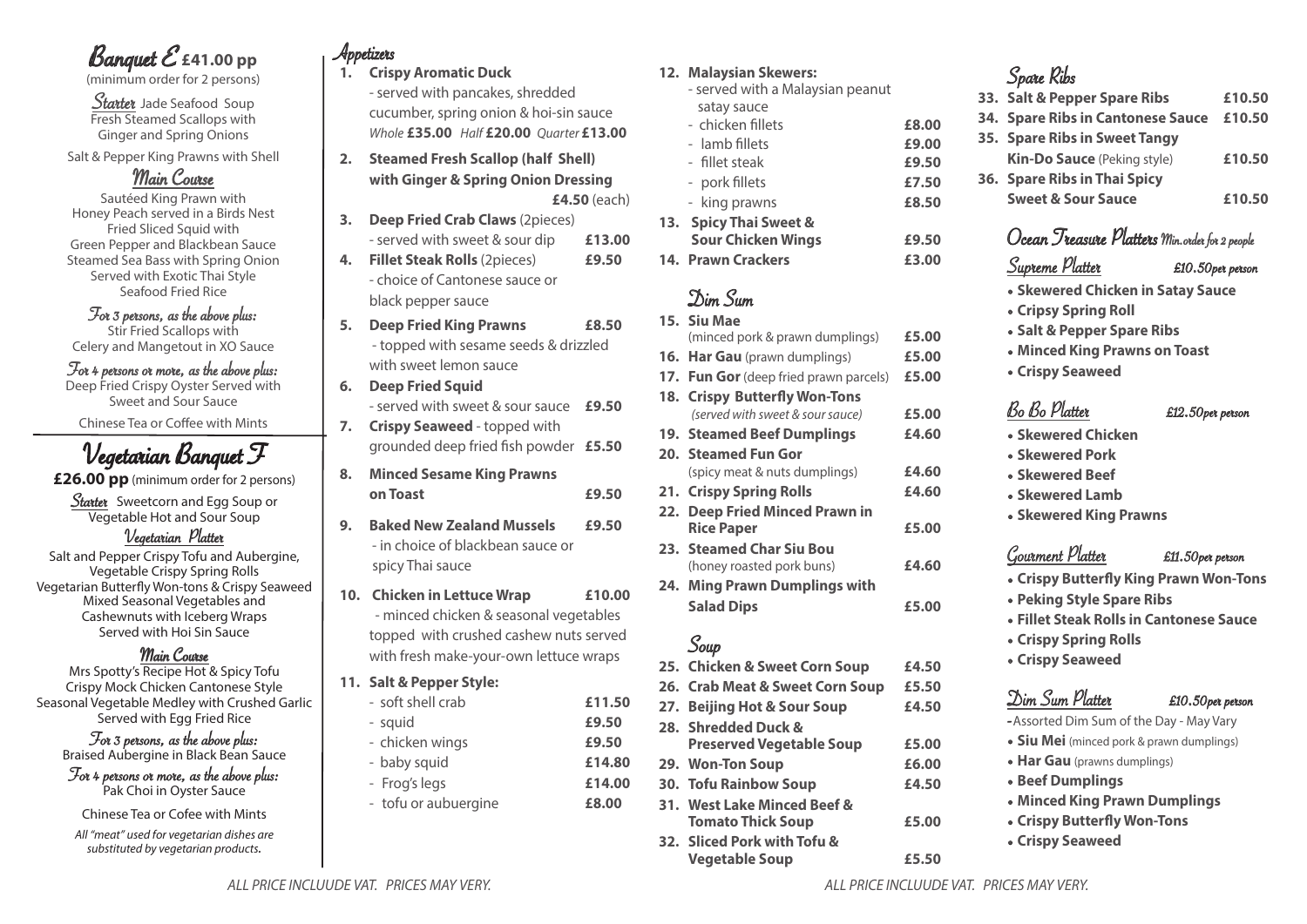## Banquet E £41.00 pp

(minimum order for 2 persons)

**Starter** Jade Seafood Soup
Fresh Steamed Scallops with Ginger and Spring Onions

Salt & Pepper King Prawns with Shell

### Main Course

Sautéed King Prawn with Honey Peach served in a Birds Nest
Fried Sliced Squid with Green Pepper and Blackbean Sauce
Steamed Sea Bass with Spring Onion Served with Exotic Thai Style
Seafood Fried Rice

*For 3 persons, as the above plus:*
Stir Fried Scallops with Celery and Mangetout in XO Sauce

*For 4 persons or more, as the above plus:*
Deep Fried Crispy Oyster Served with Sweet and Sour Sauce

Chinese Tea or Coffee with Mints

## Vegetarian Banquet F

**£26.00 pp** (minimum order for 2 persons)

**Starter** Sweetcorn and Egg Soup or Vegetable Hot and Sour Soup

### Vegetarian Platter

Salt and Pepper Crispy Tofu and Aubergine, Vegetable Crispy Spring Rolls
Vegetarian Butterfly Won-tons & Crispy Seaweed
Mixed Seasonal Vegetables and Cashewnuts with Iceberg Wraps
Served with Hoi Sin Sauce

### Main Course

Mrs Spotty's Recipe Hot & Spicy Tofu
Crispy Mock Chicken Cantonese Style
Seasonal Vegetable Medley with Crushed Garlic
Served with Egg Fried Rice

*For 3 persons, as the above plus:*
Braised Aubergine in Black Bean Sauce

*For 4 persons or more, as the above plus:*
Pak Choi in Oyster Sauce

Chinese Tea or Cofee with Mints

*All "meat" used for vegetarian dishes are substituted by vegetarian products.*

## Appetizers

1. **Crispy Aromatic Duck**
   - served with pancakes, shredded cucumber, spring onion & hoi-sin sauce
   *Whole* **£35.00** *Half* **£20.00** *Quarter* **£13.00**
2. **Steamed Fresh Scallop (half Shell) with Ginger & Spring Onion Dressing** — **£4.50** (each)
3. **Deep Fried Crab Claws** (2pieces)
   - served with sweet & sour dip — **£13.00**
4. **Fillet Steak Rolls** (2pieces) — **£9.50**
   - choice of Cantonese sauce or black pepper sauce
5. **Deep Fried King Prawns** — **£8.50**
   - topped with sesame seeds & drizzled with sweet lemon sauce
6. **Deep Fried Squid**
   - served with sweet & sour sauce — **£9.50**
7. **Crispy Seaweed** - topped with grounded deep fried fish powder — **£5.50**
8. **Minced Sesame King Prawns on Toast** — **£9.50**
9. **Baked New Zealand Mussels** — **£9.50**
   - in choice of blackbean sauce or spicy Thai sauce
10. **Chicken in Lettuce Wrap** — **£10.00**
    - minced chicken & seasonal vegetables topped with crushed cashew nuts served with fresh make-your-own lettuce wraps
11. **Salt & Pepper Style:**
    - soft shell crab — **£11.50**
    - squid — **£9.50**
    - chicken wings — **£9.50**
    - baby squid — **£14.80**
    - Frog's legs — **£14.00**
    - tofu or aubuergine — **£8.00**
12. **Malaysian Skewers:**
    - served with a Malaysian peanut satay sauce
    - chicken fillets — **£8.00**
    - lamb fillets — **£9.00**
    - fillet steak — **£9.50**
    - pork fillets — **£7.50**
    - king prawns — **£8.50**
13. **Spicy Thai Sweet & Sour Chicken Wings** — **£9.50**
14. **Prawn Crackers** — **£3.00**

## Dim Sum

15. **Siu Mae** (minced pork & prawn dumplings) — **£5.00**
16. **Har Gau** (prawn dumplings) — **£5.00**
17. **Fun Gor** (deep fried prawn parcels) — **£5.00**
18. **Crispy Butterfly Won-Tons** *(served with sweet & sour sauce)* — **£5.00**
19. **Steamed Beef Dumplings** — **£4.60**
20. **Steamed Fun Gor** (spicy meat & nuts dumplings) — **£4.60**
21. **Crispy Spring Rolls** — **£4.60**
22. **Deep Fried Minced Prawn in Rice Paper** — **£5.00**
23. **Steamed Char Siu Bou** (honey roasted pork buns) — **£4.60**
24. **Ming Prawn Dumplings with Salad Dips** — **£5.00**

## Soup

25. **Chicken & Sweet Corn Soup** — **£4.50**
26. **Crab Meat & Sweet Corn Soup** — **£5.50**
27. **Beijing Hot & Sour Soup** — **£4.50**
28. **Shredded Duck & Preserved Vegetable Soup** — **£5.00**
29. **Won-Ton Soup** — **£6.00**
30. **Tofu Rainbow Soup** — **£4.50**
31. **West Lake Minced Beef & Tomato Thick Soup** — **£5.00**
32. **Sliced Pork with Tofu & Vegetable Soup** — **£5.50**

## Spare Ribs

33. **Salt & Pepper Spare Ribs** — **£10.50**
34. **Spare Ribs in Cantonese Sauce** — **£10.50**
35. **Spare Ribs in Sweet Tangy Kin-Do Sauce** (Peking style) — **£10.50**
36. **Spare Ribs in Thai Spicy Sweet & Sour Sauce** — **£10.50**

## Ocean Treasure Platters *Min. order for 2 people*

### Supreme Platter — £10.50 per person

- **Skewered Chicken in Satay Sauce**
- **Cripsy Spring Roll**
- **Salt & Pepper Spare Ribs**
- **Minced King Prawns on Toast**
- **Crispy Seaweed**

### Bo Bo Platter — £12.50 per person

- **Skewered Chicken**
- **Skewered Pork**
- **Skewered Beef**
- **Skewered Lamb**
- **Skewered King Prawns**

### Gourment Platter — £11.50 per person

- **Crispy Butterfly King Prawn Won-Tons**
- **Peking Style Spare Ribs**
- **Fillet Steak Rolls in Cantonese Sauce**
- **Crispy Spring Rolls**
- **Crispy Seaweed**

### Dim Sum Platter — £10.50 per person

-Assorted Dim Sum of the Day - May Vary

- **Siu Mei** (minced pork & prawn dumplings)
- **Har Gau** (prawn dumplings)
- **Beef Dumplings**
- **Minced King Prawn Dumplings**
- **Crispy Butterfly Won-Tons**
- **Crispy Seaweed**

*ALL PRICE INCLUUDE VAT. PRICES MAY VERY.*

*ALL PRICE INCLUUDE VAT. PRICES MAY VERY.*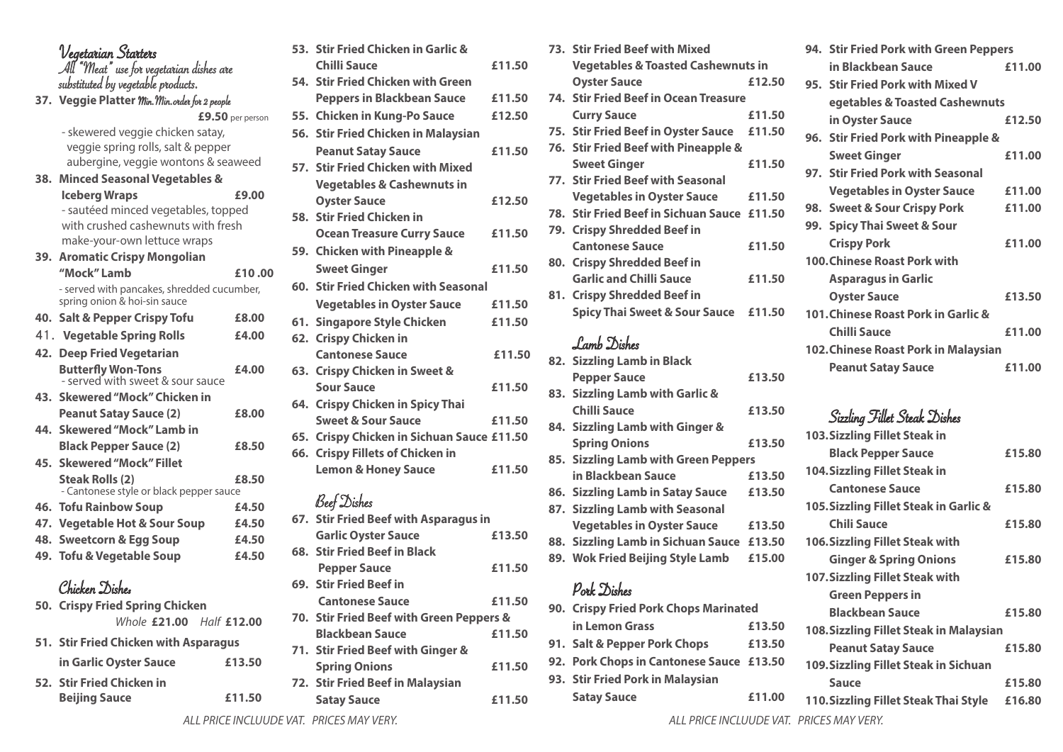## Vegetarian Starters

*All "Meat" use for vegetarian dishes are substituted by vegetable products.*

**37. Veggie Platter** Min.Min.order for 2 people **£9.50** per person
- skewered veggie chicken satay, veggie spring rolls, salt & pepper aubergine, veggie wontons & seaweed

**38. Minced Seasonal Vegetables & Iceberg Wraps** **£9.00**
- sautéed minced vegetables, topped with crushed cashewnuts with fresh make-your-own lettuce wraps

**39. Aromatic Crispy Mongolian "Mock" Lamb** **£10 .00**
- served with pancakes, shredded cucumber, spring onion & hoi-sin sauce

**40. Salt & Pepper Crispy Tofu** **£8.00**

41. **Vegetable Spring Rolls** **£4.00**

**42. Deep Fried Vegetarian Butterfly Won-Tons** **£4.00**
- served with sweet & sour sauce

**43. Skewered "Mock" Chicken in Peanut Satay Sauce (2)** **£8.00**

**44. Skewered "Mock" Lamb in Black Pepper Sauce (2)** **£8.50**

**45. Skewered "Mock" Fillet Steak Rolls (2)** **£8.50**
- Cantonese style or black pepper sauce

**46. Tofu Rainbow Soup** **£4.50**

**47. Vegetable Hot & Sour Soup** **£4.50**

**48. Sweetcorn & Egg Soup** **£4.50**

**49. Tofu & Vegetable Soup** **£4.50**

## Chicken Dishes

**50. Crispy Fried Spring Chicken**
*Whole* **£21.00** *Half* **£12.00**

**51. Stir Fried Chicken with Asparagus in Garlic Oyster Sauce** **£13.50**

**52. Stir Fried Chicken in Beijing Sauce** **£11.50**

**53. Stir Fried Chicken in Garlic & Chilli Sauce** **£11.50**

**54. Stir Fried Chicken with Green Peppers in Blackbean Sauce** **£11.50**

**55. Chicken in Kung-Po Sauce** **£12.50**

**56. Stir Fried Chicken in Malaysian Peanut Satay Sauce** **£11.50**

**57. Stir Fried Chicken with Mixed Vegetables & Cashewnuts in Oyster Sauce** **£12.50**

**58. Stir Fried Chicken in Ocean Treasure Curry Sauce** **£11.50**

**59. Chicken with Pineapple & Sweet Ginger** **£11.50**

**60. Stir Fried Chicken with Seasonal Vegetables in Oyster Sauce** **£11.50**

**61. Singapore Style Chicken** **£11.50**

**62. Crispy Chicken in Cantonese Sauce** **£11.50**

**63. Crispy Chicken in Sweet & Sour Sauce** **£11.50**

**64. Crispy Chicken in Spicy Thai Sweet & Sour Sauce** **£11.50**

**65. Crispy Chicken in Sichuan Sauce** **£11.50**

**66. Crispy Fillets of Chicken in Lemon & Honey Sauce** **£11.50**

## Beef Dishes

**67. Stir Fried Beef with Asparagus in Garlic Oyster Sauce** **£13.50**

**68. Stir Fried Beef in Black Pepper Sauce** **£11.50**

**69. Stir Fried Beef in Cantonese Sauce** **£11.50**

**70. Stir Fried Beef with Green Peppers & Blackbean Sauce** **£11.50**

**71. Stir Fried Beef with Ginger & Spring Onions** **£11.50**

**72. Stir Fried Beef in Malaysian Satay Sauce** **£11.50**

**73. Stir Fried Beef with Mixed Vegetables & Toasted Cashewnuts in Oyster Sauce** **£12.50**

**74. Stir Fried Beef in Ocean Treasure Curry Sauce** **£11.50**

**75. Stir Fried Beef in Oyster Sauce** **£11.50**

**76. Stir Fried Beef with Pineapple & Sweet Ginger** **£11.50**

**77. Stir Fried Beef with Seasonal Vegetables in Oyster Sauce** **£11.50**

**78. Stir Fried Beef in Sichuan Sauce** **£11.50**

**79. Crispy Shredded Beef in Cantonese Sauce** **£11.50**

**80. Crispy Shredded Beef in Garlic and Chilli Sauce** **£11.50**

**81. Crispy Shredded Beef in Spicy Thai Sweet & Sour Sauce** **£11.50**

## Lamb Dishes

**82. Sizzling Lamb in Black Pepper Sauce** **£13.50**

**83. Sizzling Lamb with Garlic & Chilli Sauce** **£13.50**

**84. Sizzling Lamb with Ginger & Spring Onions** **£13.50**

**85. Sizzling Lamb with Green Peppers in Blackbean Sauce** **£13.50**

**86. Sizzling Lamb in Satay Sauce** **£13.50**

**87. Sizzling Lamb with Seasonal Vegetables in Oyster Sauce** **£13.50**

**88. Sizzling Lamb in Sichuan Sauce** **£13.50**

**89. Wok Fried Beijing Style Lamb** **£15.00**

## Pork Dishes

**90. Crispy Fried Pork Chops Marinated in Lemon Grass** **£13.50**

**91. Salt & Pepper Pork Chops** **£13.50**

**92. Pork Chops in Cantonese Sauce** **£13.50**

**93. Stir Fried Pork in Malaysian Satay Sauce** **£11.00**

**94. Stir Fried Pork with Green Peppers in Blackbean Sauce** **£11.00**

**95. Stir Fried Pork with Mixed V egetables & Toasted Cashewnuts in Oyster Sauce** **£12.50**

**96. Stir Fried Pork with Pineapple & Sweet Ginger** **£11.00**

**97. Stir Fried Pork with Seasonal Vegetables in Oyster Sauce** **£11.00**

**98. Sweet & Sour Crispy Pork** **£11.00**

**99. Spicy Thai Sweet & Sour Crispy Pork** **£11.00**

**100. Chinese Roast Pork with Asparagus in Garlic Oyster Sauce** **£13.50**

**101. Chinese Roast Pork in Garlic & Chilli Sauce** **£11.00**

**102. Chinese Roast Pork in Malaysian Peanut Satay Sauce** **£11.00**

## Sizzling Fillet Steak Dishes

**103. Sizzling Fillet Steak in Black Pepper Sauce** **£15.80**

**104. Sizzling Fillet Steak in Cantonese Sauce** **£15.80**

**105. Sizzling Fillet Steak in Garlic & Chili Sauce** **£15.80**

**106. Sizzling Fillet Steak with Ginger & Spring Onions** **£15.80**

**107. Sizzling Fillet Steak with Green Peppers in Blackbean Sauce** **£15.80**

**108. Sizzling Fillet Steak in Malaysian Peanut Satay Sauce** **£15.80**

**109. Sizzling Fillet Steak in Sichuan Sauce** **£15.80**

**110. Sizzling Fillet Steak Thai Style** **£16.80**

*ALL PRICE INCLUUDE VAT. PRICES MAY VERY.*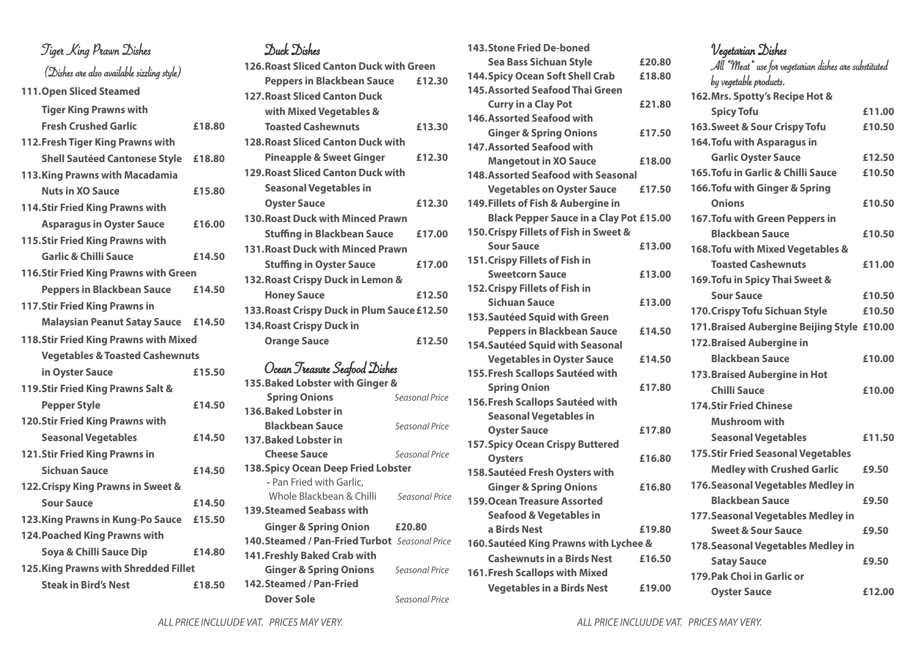## Tiger King Prawn Dishes

*(Dishes are also available sizzling style)*

**111. Open Sliced Steamed Tiger King Prawns with Fresh Crushed Garlic** £18.80

**112. Fresh Tiger King Prawns with Shell Sautéed Cantonese Style** £18.80

**113. King Prawns with Macadamia Nuts in XO Sauce** £15.80

**114. Stir Fried King Prawns with Asparagus in Oyster Sauce** £16.00

**115. Stir Fried King Prawns with Garlic & Chilli Sauce** £14.50

**116. Stir Fried King Prawns with Green Peppers in Blackbean Sauce** £14.50

**117. Stir Fried King Prawns in Malaysian Peanut Satay Sauce** £14.50

**118. Stir Fried King Prawns with Mixed Vegetables & Toasted Cashewnuts in Oyster Sauce** £15.50

**119. Stir Fried King Prawns Salt & Pepper Style** £14.50

**120. Stir Fried King Prawns with Seasonal Vegetables** £14.50

**121. Stir Fried King Prawns in Sichuan Sauce** £14.50

**122. Crispy King Prawns in Sweet & Sour Sauce** £14.50

**123. King Prawns in Kung-Po Sauce** £15.50

**124. Poached King Prawns with Soya & Chilli Sauce Dip** £14.80

**125. King Prawns with Shredded Fillet Steak in Bird's Nest** £18.50

## Duck Dishes

**126. Roast Sliced Canton Duck with Green Peppers in Blackbean Sauce** £12.30

**127. Roast Sliced Canton Duck with Mixed Vegetables & Toasted Cashewnuts** £13.30

**128. Roast Sliced Canton Duck with Pineapple & Sweet Ginger** £12.30

**129. Roast Sliced Canton Duck with Seasonal Vegetables in Oyster Sauce** £12.30

**130. Roast Duck with Minced Prawn Stuffing in Blackbean Sauce** £17.00

**131. Roast Duck with Minced Prawn Stuffing in Oyster Sauce** £17.00

**132. Roast Crispy Duck in Lemon & Honey Sauce** £12.50

**133. Roast Crispy Duck in Plum Sauce** £12.50

**134. Roast Crispy Duck in Orange Sauce** £12.50

## Ocean Treasure Seafood Dishes

**135. Baked Lobster with Ginger & Spring Onions** *Seasonal Price*

**136. Baked Lobster in Blackbean Sauce** *Seasonal Price*

**137. Baked Lobster in Cheese Sauce** *Seasonal Price*

**138. Spicy Ocean Deep Fried Lobster**
- Pan Fried with Garlic, Whole Blackbean & Chilli *Seasonal Price*

**139. Steamed Seabass with Ginger & Spring Onion** £20.80

**140. Steamed / Pan-Fried Turbot** *Seasonal Price*

**141. Freshly Baked Crab with Ginger & Spring Onions** *Seasonal Price*

**142. Steamed / Pan-Fried Dover Sole** *Seasonal Price*

**143. Stone Fried De-boned Sea Bass Sichuan Style** £20.80

**144. Spicy Ocean Soft Shell Crab** £18.80

**145. Assorted Seafood Thai Green Curry in a Clay Pot** £21.80

**146. Assorted Seafood with Ginger & Spring Onions** £17.50

**147. Assorted Seafood with Mangetout in XO Sauce** £18.00

**148. Assorted Seafood with Seasonal Vegetables on Oyster Sauce** £17.50

**149. Fillets of Fish & Aubergine in Black Pepper Sauce in a Clay Pot** £15.00

**150. Crispy Fillets of Fish in Sweet & Sour Sauce** £13.00

**151. Crispy Fillets of Fish in Sweetcorn Sauce** £13.00

**152. Crispy Fillets of Fish in Sichuan Sauce** £13.00

**153. Sautéed Squid with Green Peppers in Blackbean Sauce** £14.50

**154. Sautéed Squid with Seasonal Vegetables in Oyster Sauce** £14.50

**155. Fresh Scallops Sautéed with Spring Onion** £17.80

**156. Fresh Scallops Sautéed with Seasonal Vegetables in Oyster Sauce** £17.80

**157. Spicy Ocean Crispy Buttered Oysters** £16.80

**158. Sautéed Fresh Oysters with Ginger & Spring Onions** £16.80

**159. Ocean Treasure Assorted Seafood & Vegetables in a Birds Nest** £19.80

**160. Sautéed King Prawns with Lychee & Cashewnuts in a Birds Nest** £16.50

**161. Fresh Scallops with Mixed Vegetables in a Birds Nest** £19.00

## Vegetarian Dishes

*All "Meat" use for vegetarian dishes are substituted by vegetable products.*

**162. Mrs. Spotty's Recipe Hot & Spicy Tofu** £11.00

**163. Sweet & Sour Crispy Tofu** £10.50

**164. Tofu with Asparagus in Garlic Oyster Sauce** £12.50

**165. Tofu in Garlic & Chilli Sauce** £10.50

**166. Tofu with Ginger & Spring Onions** £10.50

**167. Tofu with Green Peppers in Blackbean Sauce** £10.50

**168. Tofu with Mixed Vegetables & Toasted Cashewnuts** £11.00

**169. Tofu in Spicy Thai Sweet & Sour Sauce** £10.50

**170. Crispy Tofu Sichuan Style** £10.50

**171. Braised Aubergine Beijing Style** £10.00

**172. Braised Aubergine in Blackbean Sauce** £10.00

**173. Braised Aubergine in Hot Chilli Sauce** £10.00

**174. Stir Fried Chinese Mushroom with Seasonal Vegetables** £11.50

**175. Stir Fried Seasonal Vegetables Medley with Crushed Garlic** £9.50

**176. Seasonal Vegetables Medley in Blackbean Sauce** £9.50

**177. Seasonal Vegetables Medley in Sweet & Sour Sauce** £9.50

**178. Seasonal Vegetables Medley in Satay Sauce** £9.50

**179. Pak Choi in Garlic or Oyster Sauce** £12.00

*ALL PRICE INCLUUDE VAT. PRICES MAY VERY.*